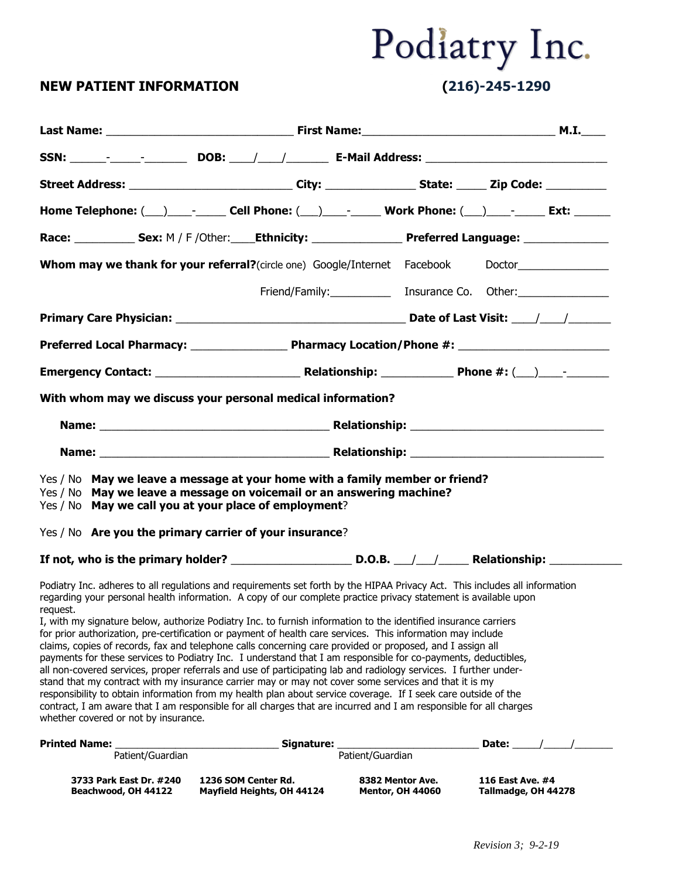# Podiatry Inc.

**NEW PATIENT INFORMATION** **(216)-245-1290**

**Last Name:** ______________________________ **First Name:**______________________________ **M.I.**____

**SSN:** ______-_____-_______ **DOB:** ____/____/_______ **E-Mail Address:** ___________________________

**Street Address:** _________________________ **City:** ______________ **State:** _____ **Zip Code:** _________

**Home Telephone:** (___)____-_____ **Cell Phone:** (___)____-_____ **Work Phone:** (___)____-_____ **Ext:** ______

**Race:** _________ **Sex:** M / F /Other:____**Ethnicity:** ______________ **Preferred Language:** _____________

**Whom may we thank for your referral?**(circle one) Google/Internet Facebook Doctor_______________

Friend/Family:__________ Insurance Co. Other:_______________

**Primary Care Physician:** ____________________________________ **Date of Last Visit:** ____/____/_______

**Preferred Local Pharmacy:** _______________ **Pharmacy Location/Phone #:** _______________________

**Emergency Contact:** ______________________ **Relationship:** ___________ **Phone #:** (___)____-_______

**With whom may we discuss your personal medical information?**

**Name:** ___________________________________ **Relationship:** ______________________________

**Name:** ___________________________________ **Relationship:** ______________________________

Yes / No **May we leave a message at your home with a family member or friend?**
Yes / No **May we leave a message on voicemail or an answering machine?**
Yes / No **May we call you at your place of employment**?

Yes / No **Are you the primary carrier of your insurance**?

**If not, who is the primary holder?** __________________ **D.O.B.** ___/___/_____ **Relationship:** ___________

Podiatry Inc. adheres to all regulations and requirements set forth by the HIPAA Privacy Act. This includes all information regarding your personal health information. A copy of our complete practice privacy statement is available upon request.
I, with my signature below, authorize Podiatry Inc. to furnish information to the identified insurance carriers for prior authorization, pre-certification or payment of health care services. This information may include claims, copies of records, fax and telephone calls concerning care provided or proposed, and I assign all payments for these services to Podiatry Inc. I understand that I am responsible for co-payments, deductibles, all non-covered services, proper referrals and use of participating lab and radiology services. I further understand that my contract with my insurance carrier may or may not cover some services and that it is my responsibility to obtain information from my health plan about service coverage. If I seek care outside of the contract, I am aware that I am responsible for all charges that are incurred and I am responsible for all charges whether covered or not by insurance.

**Printed Name:** ____________________________ **Signature:** ________________________ **Date:** _____/_____/_______
Patient/Guardian Patient/Guardian

**3733 Park East Dr. #240**
**Beachwood, OH 44122**

**1236 SOM Center Rd.**
**Mayfield Heights, OH 44124**

**8382 Mentor Ave.**
**Mentor, OH 44060**

**116 East Ave. #4**
**Tallmadge, OH 44278**

*Revision 3; 9-2-19*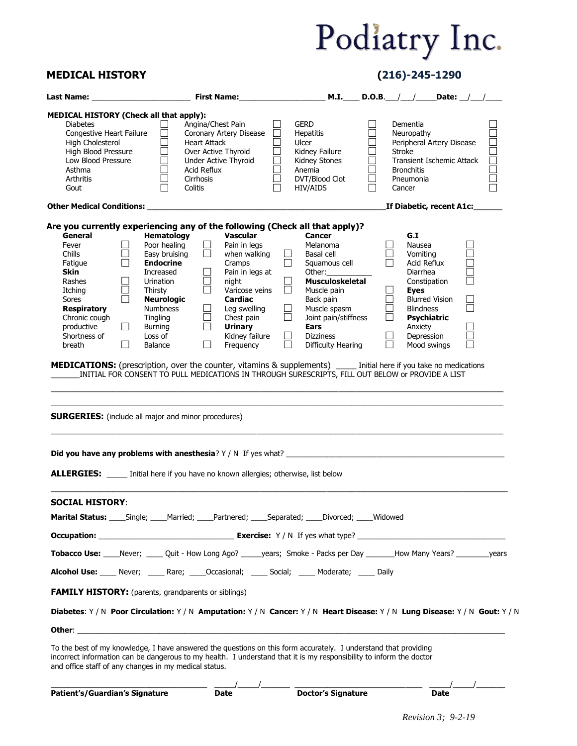# Podiatry Inc.

## MEDICAL HISTORY

**(216)-245-1290**

**Last Name:** ______________________ **First Name:**____________________ **M.I.**____ **D.O.B.**___/___/_____**Date:** __/___/____

**MEDICAL HISTORY (Check all that apply):**

| | | | | | | | |
|---|---|---|---|---|---|---|---|
| Diabetes | ☐ | Angina/Chest Pain | ☐ | GERD | ☐ | Dementia | ☐ |
| Congestive Heart Failure | ☐ | Coronary Artery Disease | ☐ | Hepatitis | ☐ | Neuropathy | ☐ |
| High Cholesterol | ☐ | Heart Attack | ☐ | Ulcer | ☐ | Peripheral Artery Disease | ☐ |
| High Blood Pressure | ☐ | Over Active Thyroid | ☐ | Kidney Failure | ☐ | Stroke | ☐ |
| Low Blood Pressure | ☐ | Under Active Thyroid | ☐ | Kidney Stones | ☐ | Transient Ischemic Attack | ☐ |
| Asthma | ☐ | Acid Reflux | ☐ | Anemia | ☐ | Bronchitis | ☐ |
| Arthritis | ☐ | Cirrhosis | ☐ | DVT/Blood Clot | ☐ | Pneumonia | ☐ |
| Gout | ☐ | Colitis | ☐ | HIV/AIDS | ☐ | Cancer | ☐ |

**Other Medical Conditions:** ______________________________________________________**If Diabetic, recent A1c:**_______

### Are you currently experiencing any of the following (Check all that apply)?

| | | | | | | | | | |
|---|---|---|---|---|---|---|---|---|---|
| **General** | | **Hematology** | | **Vascular** | | **Cancer** | | **G.I** | |
| Fever | ☐ | Poor healing | ☐ | Pain in legs when walking | ☐ | Melanoma | ☐ | Nausea | ☐ |
| Chills | ☐ | Easy bruising | ☐ | Cramps | ☐ | Basal cell | ☐ | Vomiting | ☐ |
| Fatigue | ☐ | **Endocrine** | | Pain in legs at night | ☐ | Squamous cell | ☐ | Acid Reflux | ☐ |
| **Skin** | | Increased Urination | ☐ | Varicose veins | ☐ | Other:___________ | | Diarrhea | ☐ |
| Rashes | ☐ | Thirsty | ☐ | **Cardiac** | | **Musculoskeletal** | | Constipation | ☐ |
| Itching | ☐ | **Neurologic** | | Leg swelling | ☐ | Muscle pain | ☐ | **Eyes** | |
| Sores | ☐ | Numbness | ☐ | Chest pain | ☐ | Back pain | ☐ | Blurred Vision | ☐ |
| **Respiratory** | | Tingling | ☐ | **Urinary** | | Muscle spasm | ☐ | Blindness | ☐ |
| Chronic cough productive | ☐ | Burning | ☐ | Kidney failure | ☐ | Joint pain/stiffness | ☐ | **Psychiatric** | |
| Shortness of breath | ☐ | Loss of Balance | ☐ | Frequency | ☐ | **Ears** | | Anxiety | ☐ |
| | | | | | | Dizziness | ☐ | Depression | ☐ |
| | | | | | | Difficulty Hearing | ☐ | Mood swings | ☐ |

**MEDICATIONS:** (prescription, over the counter, vitamins & supplements) _____ Initial here if you take no medications
_______INITIAL FOR CONSENT TO PULL MEDICATIONS IN THROUGH SURESCRIPTS, FILL OUT BELOW or PROVIDE A LIST

_____________________________________________________________________________________________

_____________________________________________________________________________________________

**SURGERIES:** (include all major and minor procedures)

_____________________________________________________________________________________________

**Did you have any problems with anesthesia**? Y / N If yes what? ____________________________________________________

**ALLERGIES:** _____ Initial here if you have no known allergies; otherwise, list below

_____________________________________________________________________________________________

**SOCIAL HISTORY**:

**Marital Status:** ____Single; ____Married; ____Partnered; ____Separated; ____Divorced; ____Widowed

**Occupation:** _________________________________ **Exercise:** Y / N If yes what type? ____________________________________

**Tobacco Use:** ____Never; ____ Quit - How Long Ago? _____years; Smoke - Packs per Day _______How Many Years? ________years

**Alcohol Use:** ____ Never; ____ Rare; ____Occasional; ____ Social; ____ Moderate; ____ Daily

**FAMILY HISTORY:** (parents, grandparents or siblings)

**Diabetes**: Y / N **Poor Circulation:** Y / N **Amputation:** Y / N **Cancer:** Y / N **Heart Disease:** Y / N **Lung Disease:** Y / N **Gout:** Y / N

**Other**: _____________________________________________________________________________________________

To the best of my knowledge, I have answered the questions on this form accurately. I understand that providing incorrect information can be dangerous to my health. I understand that it is my responsibility to inform the doctor and office staff of any changes in my medical status.

_____________________________________ _____/_____/_______ ______________________________ _____/_____/_______
**Patient's/Guardian's Signature** **Date** **Doctor's Signature** **Date**

*Revision 3; 9-2-19*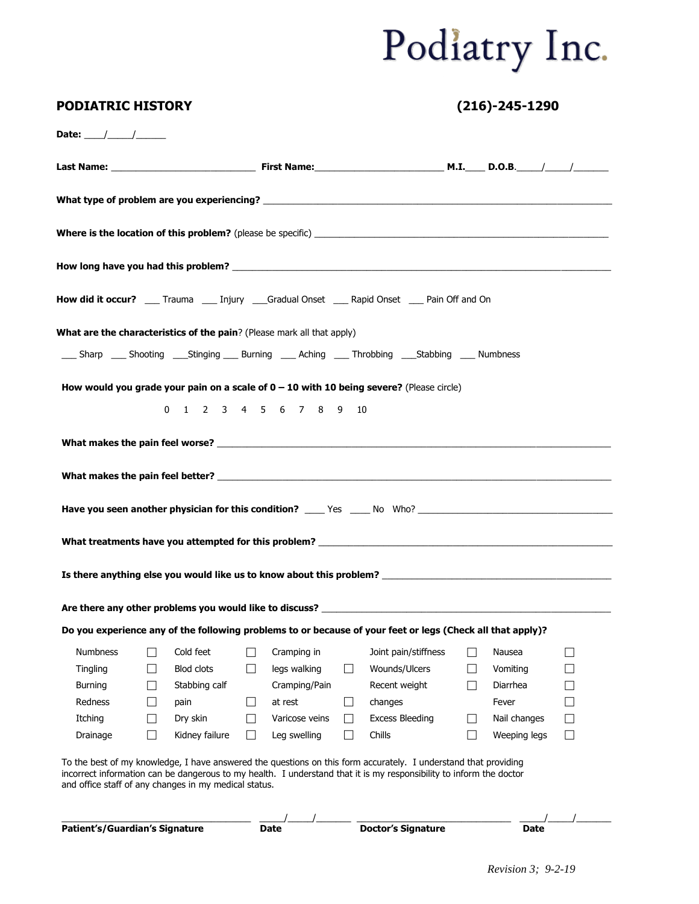# Podiatry Inc.

**PODIATRIC HISTORY** **(216)-245-1290**

**Date:** \_\_\_\_/\_\_\_\_\_/\_\_\_\_\_\_

**Last Name:** \_\_\_\_\_\_\_\_\_\_\_\_\_\_\_\_\_\_\_\_\_\_\_\_\_\_\_ **First Name:**\_\_\_\_\_\_\_\_\_\_\_\_\_\_\_\_\_\_\_\_\_\_\_\_ **M.I.**\_\_\_\_ **D.O.B**.\_\_\_\_\_/\_\_\_\_\_/\_\_\_\_\_\_\_

**What type of problem are you experiencing?** \_\_\_\_\_\_\_\_\_\_\_\_\_\_\_\_\_\_\_\_\_\_\_\_\_\_\_\_\_\_\_\_\_\_\_\_\_\_\_\_\_\_\_\_\_\_\_\_\_\_\_\_\_\_\_\_\_\_\_\_\_\_\_\_

**Where is the location of this problem?** (please be specific) \_\_\_\_\_\_\_\_\_\_\_\_\_\_\_\_\_\_\_\_\_\_\_\_\_\_\_\_\_\_\_\_\_\_\_\_\_\_\_\_\_\_\_\_\_\_\_\_\_\_\_\_\_

**How long have you had this problem?** \_\_\_\_\_\_\_\_\_\_\_\_\_\_\_\_\_\_\_\_\_\_\_\_\_\_\_\_\_\_\_\_\_\_\_\_\_\_\_\_\_\_\_\_\_\_\_\_\_\_\_\_\_\_\_\_\_\_\_\_\_\_\_\_\_\_\_\_\_

**How did it occur?** \_\_\_ Trauma \_\_\_ Injury \_\_\_Gradual Onset \_\_\_ Rapid Onset \_\_\_ Pain Off and On

**What are the characteristics of the pain**? (Please mark all that apply)

\_\_\_ Sharp \_\_\_ Shooting \_\_\_Stinging \_\_\_ Burning \_\_\_ Aching \_\_\_ Throbbing \_\_\_Stabbing \_\_\_ Numbness

**How would you grade your pain on a scale of 0 – 10 with 10 being severe?** (Please circle)

0 1 2 3 4 5 6 7 8 9 10

**What makes the pain feel worse?** \_\_\_\_\_\_\_\_\_\_\_\_\_\_\_\_\_\_\_\_\_\_\_\_\_\_\_\_\_\_\_\_\_\_\_\_\_\_\_\_\_\_\_\_\_\_\_\_\_\_\_\_\_\_\_\_\_\_\_\_\_\_\_\_\_\_\_\_\_\_\_

**What makes the pain feel better?** \_\_\_\_\_\_\_\_\_\_\_\_\_\_\_\_\_\_\_\_\_\_\_\_\_\_\_\_\_\_\_\_\_\_\_\_\_\_\_\_\_\_\_\_\_\_\_\_\_\_\_\_\_\_\_\_\_\_\_\_\_\_\_\_\_\_\_\_\_\_\_

**Have you seen another physician for this condition?** \_\_\_\_ Yes \_\_\_\_ No Who? \_\_\_\_\_\_\_\_\_\_\_\_\_\_\_\_\_\_\_\_\_\_\_\_\_\_\_\_\_\_\_\_\_\_\_\_\_

**What treatments have you attempted for this problem?** \_\_\_\_\_\_\_\_\_\_\_\_\_\_\_\_\_\_\_\_\_\_\_\_\_\_\_\_\_\_\_\_\_\_\_\_\_\_\_\_\_\_\_\_\_\_\_\_\_\_\_\_\_

**Is there anything else you would like us to know about this problem?** \_\_\_\_\_\_\_\_\_\_\_\_\_\_\_\_\_\_\_\_\_\_\_\_\_\_\_\_\_\_\_\_\_\_\_\_\_\_\_\_\_\_

**Are there any other problems you would like to discuss?** \_\_\_\_\_\_\_\_\_\_\_\_\_\_\_\_\_\_\_\_\_\_\_\_\_\_\_\_\_\_\_\_\_\_\_\_\_\_\_\_\_\_\_\_\_\_\_\_\_\_\_\_

**Do you experience any of the following problems to or because of your feet or legs (Check all that apply)?**

| | | | | | | | | | |
|---|---|---|---|---|---|---|---|---|---|
| Numbness | ☐ | Cold feet | ☐ | Cramping in legs walking | ☐ | Joint pain/stiffness | ☐ | Nausea | ☐ |
| Tingling | ☐ | Blod clots | ☐ | Cramping/Pain at rest | ☐ | Wounds/Ulcers | ☐ | Vomiting | ☐ |
| Burning | ☐ | Stabbing calf pain | ☐ | Varicose veins | ☐ | Recent weight changes | ☐ | Diarrhea | ☐ |
| Redness | ☐ | Dry skin | ☐ | Leg swelling | ☐ | Excess Bleeding | ☐ | Fever | ☐ |
| Itching | ☐ | Kidney failure | ☐ | | | Chills | ☐ | Nail changes | ☐ |
| Drainage | ☐ | | | | | | | Weeping legs | ☐ |

To the best of my knowledge, I have answered the questions on this form accurately. I understand that providing incorrect information can be dangerous to my health. I understand that it is my responsibility to inform the doctor and office staff of any changes in my medical status.

\_\_\_\_\_\_\_\_\_\_\_\_\_\_\_\_\_\_\_\_\_\_\_\_\_\_\_\_\_\_\_\_\_\_\_\_ \_\_\_\_\_/\_\_\_\_\_/\_\_\_\_\_\_\_ \_\_\_\_\_\_\_\_\_\_\_\_\_\_\_\_\_\_\_\_\_\_\_\_\_\_\_\_\_\_\_ \_\_\_\_\_/\_\_\_\_\_/\_\_\_\_\_\_\_

**Patient's/Guardian's Signature** **Date** **Doctor's Signature** **Date**

*Revision 3; 9-2-19*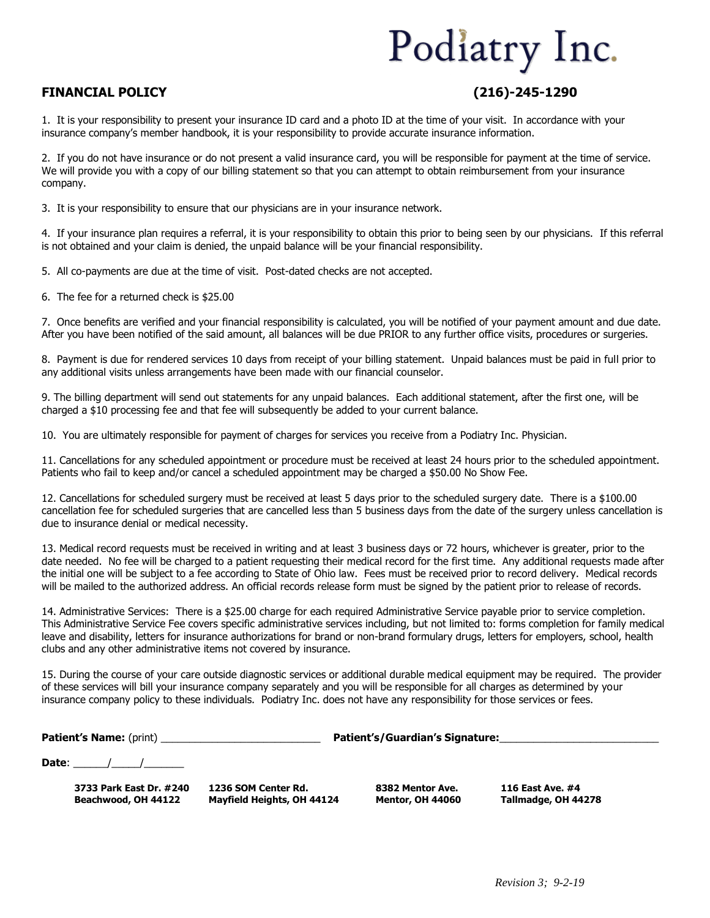# Podiatry Inc.

**FINANCIAL POLICY** **(216)-245-1290**

1. It is your responsibility to present your insurance ID card and a photo ID at the time of your visit. In accordance with your insurance company's member handbook, it is your responsibility to provide accurate insurance information.

2. If you do not have insurance or do not present a valid insurance card, you will be responsible for payment at the time of service. We will provide you with a copy of our billing statement so that you can attempt to obtain reimbursement from your insurance company.

3. It is your responsibility to ensure that our physicians are in your insurance network.

4. If your insurance plan requires a referral, it is your responsibility to obtain this prior to being seen by our physicians. If this referral is not obtained and your claim is denied, the unpaid balance will be your financial responsibility.

5. All co-payments are due at the time of visit. Post-dated checks are not accepted.

6. The fee for a returned check is $25.00

7. Once benefits are verified and your financial responsibility is calculated, you will be notified of your payment amount and due date. After you have been notified of the said amount, all balances will be due PRIOR to any further office visits, procedures or surgeries.

8. Payment is due for rendered services 10 days from receipt of your billing statement. Unpaid balances must be paid in full prior to any additional visits unless arrangements have been made with our financial counselor.

9. The billing department will send out statements for any unpaid balances. Each additional statement, after the first one, will be charged a $10 processing fee and that fee will subsequently be added to your current balance.

10. You are ultimately responsible for payment of charges for services you receive from a Podiatry Inc. Physician.

11. Cancellations for any scheduled appointment or procedure must be received at least 24 hours prior to the scheduled appointment. Patients who fail to keep and/or cancel a scheduled appointment may be charged a $50.00 No Show Fee.

12. Cancellations for scheduled surgery must be received at least 5 days prior to the scheduled surgery date. There is a $100.00 cancellation fee for scheduled surgeries that are cancelled less than 5 business days from the date of the surgery unless cancellation is due to insurance denial or medical necessity.

13. Medical record requests must be received in writing and at least 3 business days or 72 hours, whichever is greater, prior to the date needed. No fee will be charged to a patient requesting their medical record for the first time. Any additional requests made after the initial one will be subject to a fee according to State of Ohio law. Fees must be received prior to record delivery. Medical records will be mailed to the authorized address. An official records release form must be signed by the patient prior to release of records.

14. Administrative Services: There is a $25.00 charge for each required Administrative Service payable prior to service completion. This Administrative Service Fee covers specific administrative services including, but not limited to: forms completion for family medical leave and disability, letters for insurance authorizations for brand or non-brand formulary drugs, letters for employers, school, health clubs and any other administrative items not covered by insurance.

15. During the course of your care outside diagnostic services or additional durable medical equipment may be required. The provider of these services will bill your insurance company separately and you will be responsible for all charges as determined by your insurance company policy to these individuals. Podiatry Inc. does not have any responsibility for those services or fees.

**Patient's Name:** (print) ___________________________ **Patient's/Guardian's Signature:**___________________________

**Date**: ______/_____/_______

| | | | |
|---|---|---|---|
| **3733 Park East Dr. #240** **Beachwood, OH 44122** | **1236 SOM Center Rd.** **Mayfield Heights, OH 44124** | **8382 Mentor Ave.** **Mentor, OH 44060** | **116 East Ave. #4** **Tallmadge, OH 44278** |

*Revision 3; 9-2-19*